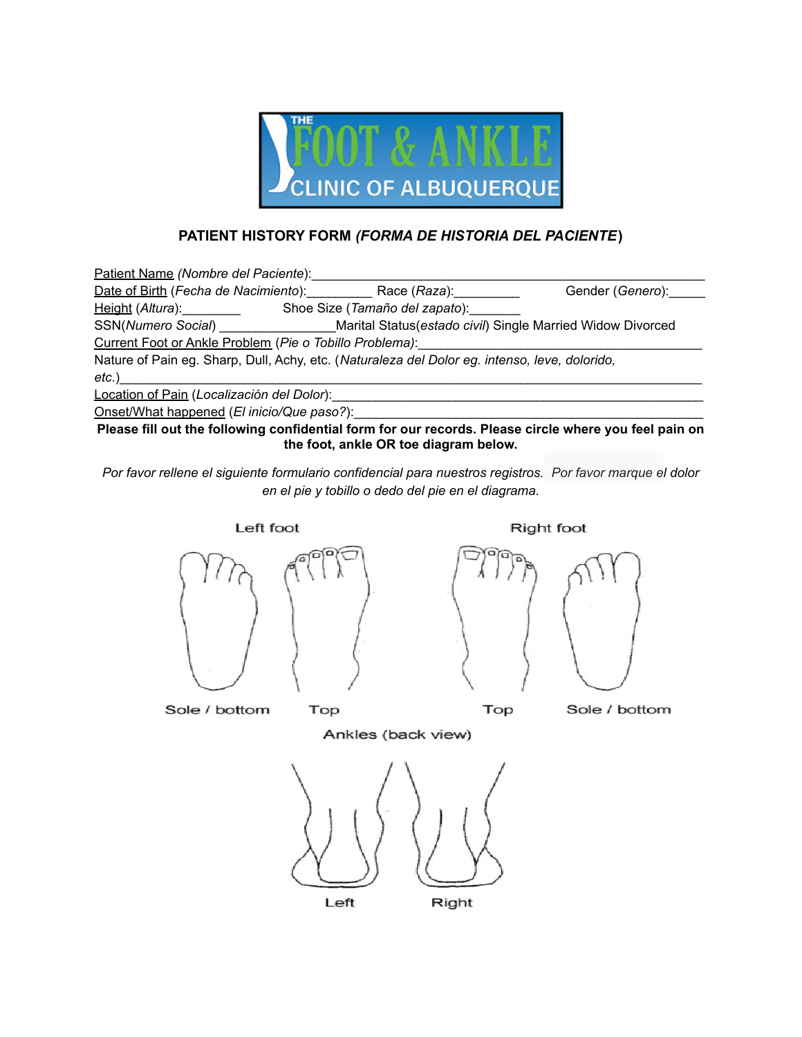THE FOOT & ANKLE CLINIC OF ALBUQUERQUE

## PATIENT HISTORY FORM *(FORMA DE HISTORIA DEL PACIENTE)*

Patient Name *(Nombre del Paciente)*:______________________________________________________

Date of Birth (*Fecha de Nacimiento*):_________ Race (*Raza*):_________ Gender (*Genero*):_____

Height (*Altura*):________ Shoe Size (*Tamaño del zapato*):_______

SSN(*Numero Social*) ________________Marital Status(*estado civil*) Single Married Widow Divorced

Current Foot or Ankle Problem (*Pie o Tobillo Problema)*:_________________________________________

Nature of Pain eg. Sharp, Dull, Achy, etc. (*Naturaleza del Dolor eg. intenso, leve, dolorido, etc.*)_________________________________________________________________________________

Location of Pain (*Localización del Dolor*):_____________________________________________________

Onset/What happened (*El inicio/Que paso?*):___________________________________________________

**Please fill out the following confidential form for our records. Please circle where you feel pain on the foot, ankle OR toe diagram below.**

*Por favor rellene el siguiente formulario confidencial para nuestros registros. Por favor marque el dolor en el pie y tobillo o dedo del pie en el diagrama.*

Left foot

Sole / bottom Top

Right foot

Top Sole / bottom

Ankles (back view)

Left Right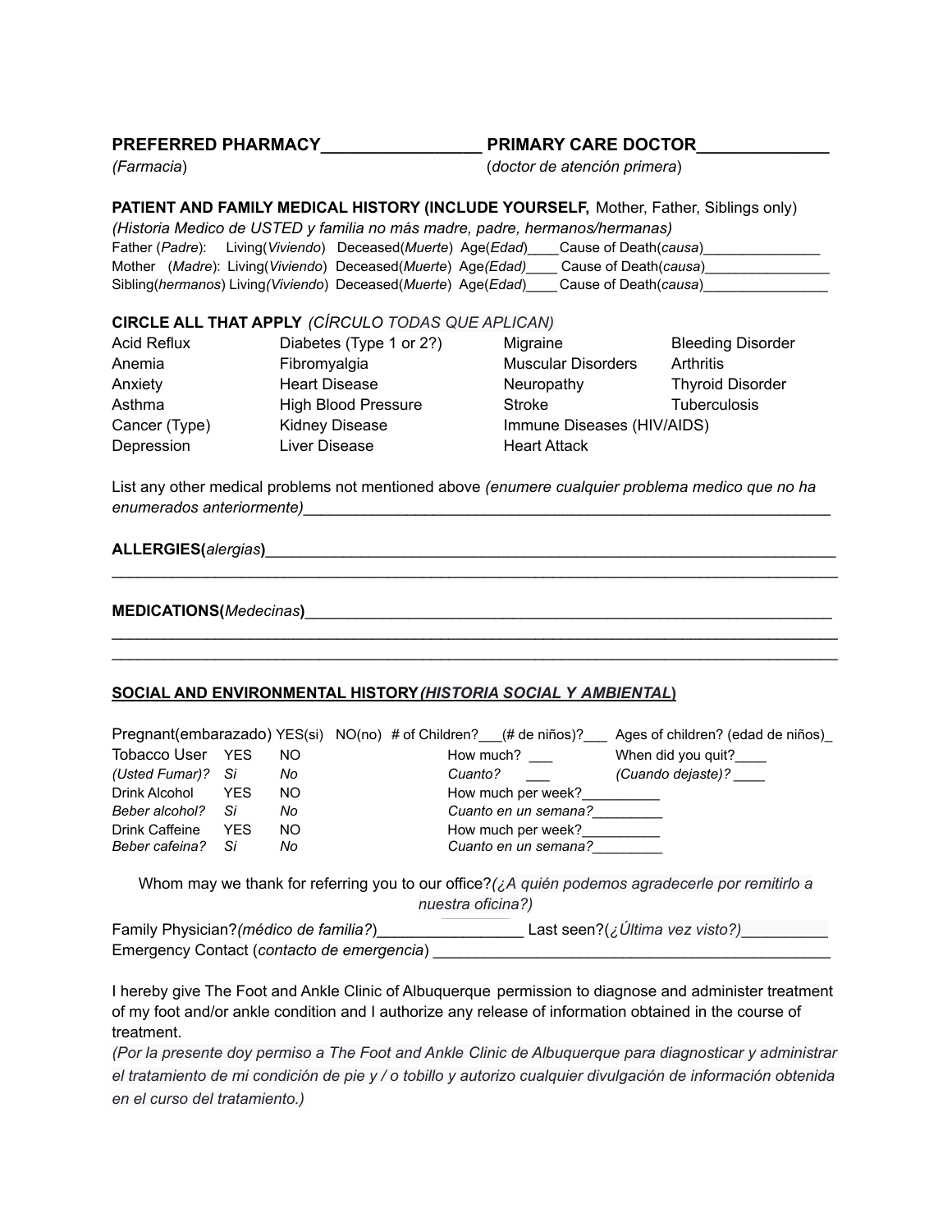**PREFERRED PHARMACY**_________________ **PRIMARY CARE DOCTOR**______________
*(Farmacia)* (*doctor de atención primera*)

**PATIENT AND FAMILY MEDICAL HISTORY (INCLUDE YOURSELF,** Mother, Father, Siblings only)
*(Historia Medico de USTED y familia no más madre, padre, hermanos/hermanas)*

Father (*Padre*): Living(*Viviendo*) Deceased(*Muerte*) Age(*Edad*)____Cause of Death(*causa*)_______________
Mother (*Madre*): Living(*Viviendo*) Deceased(*Muerte*) Age*(Edad)*____ Cause of Death(*causa*)________________
Sibling(*hermanos*) Living*(Viviendo*) Deceased(*Muerte*) Age(*Edad*)____ Cause of Death(*causa*)________________

**CIRCLE ALL THAT APPLY** *(CÍRCULO TODAS QUE APLICAN)*

| | | | |
|---|---|---|---|
| Acid Reflux | Diabetes (Type 1 or 2?) | Migraine | Bleeding Disorder |
| Anemia | Fibromyalgia | Muscular Disorders | Arthritis |
| Anxiety | Heart Disease | Neuropathy | Thyroid Disorder |
| Asthma | High Blood Pressure | Stroke | Tuberculosis |
| Cancer (Type) | Kidney Disease | Immune Diseases (HIV/AIDS) | |
| Depression | Liver Disease | Heart Attack | |

List any other medical problems not mentioned above *(enumere cualquier problema medico que no ha enumerados anteriormente)*_______________________________________________________________

**ALLERGIES(***alergias***)**___________________________________________________________________
_____________________________________________________________________________________

**MEDICATIONS(***Medecinas***)**_______________________________________________________________
_____________________________________________________________________________________
_____________________________________________________________________________________

**SOCIAL AND ENVIRONMENTAL HISTORY*(HISTORIA SOCIAL Y AMBIENTAL*)**

Pregnant(embarazado) YES(si) NO(no) # of Children?___(# de niños)?___ Ages of children? (edad de niños)_

| | | | | |
|---|---|---|---|---|
| Tobacco User | YES | NO | How much? ___ | When did you quit?____ |
| *(Usted Fumar)?* | *Si* | *No* | *Cuanto?* ___ | *(Cuando dejaste)?* ____ |
| Drink Alcohol | YES | NO | How much per week?__________ | |
| *Beber alcohol?* | *Si* | *No* | *Cuanto en un semana?*_________ | |
| Drink Caffeine | YES | NO | How much per week?__________ | |
| *Beber cafeina?* | *Si* | *No* | *Cuanto en un semana?*_________ | |

Whom may we thank for referring you to our office?*(¿A quién podemos agradecerle por remitirlo a nuestra oficina?)*

Family Physician?*(médico de familia?*)________________ Last seen?(*¿Última vez visto?)*__________
Emergency Contact (*contacto de emergencia*) _______________________________________________

I hereby give The Foot and Ankle Clinic of Albuquerque permission to diagnose and administer treatment of my foot and/or ankle condition and I authorize any release of information obtained in the course of treatment.

*(Por la presente doy permiso a The Foot and Ankle Clinic de Albuquerque para diagnosticar y administrar el tratamiento de mi condición de pie y / o tobillo y autorizo cualquier divulgación de información obtenida en el curso del tratamiento.)*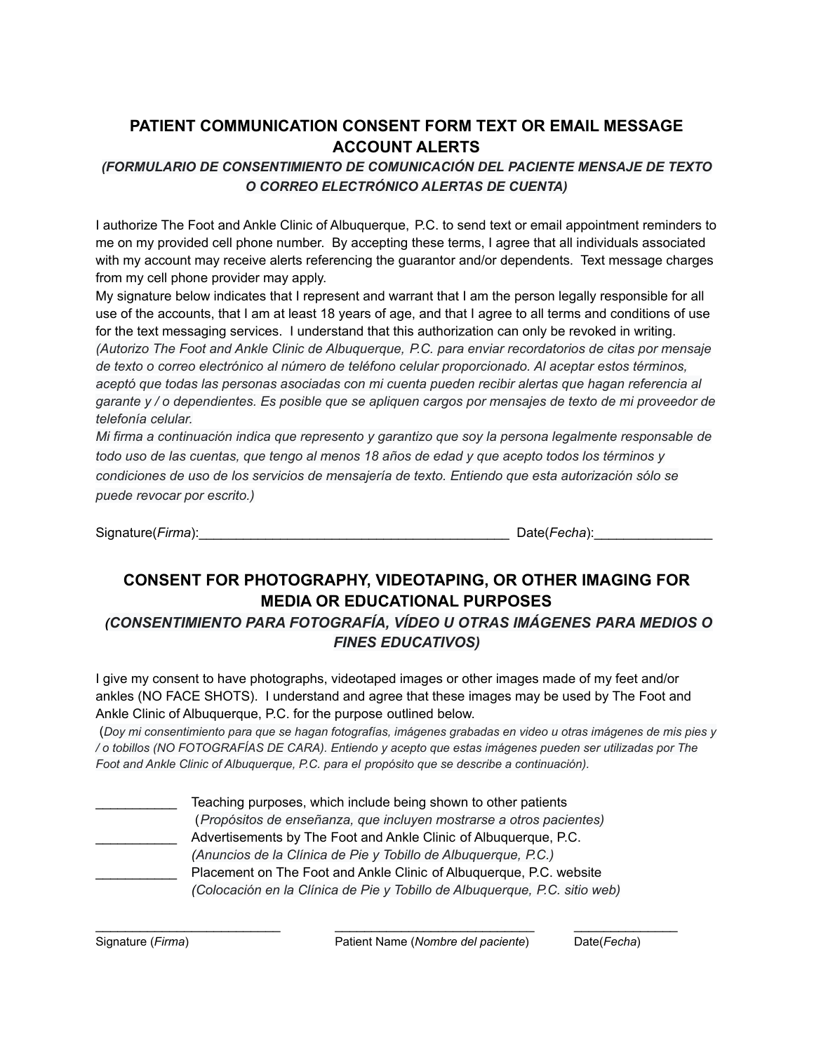## PATIENT COMMUNICATION CONSENT FORM TEXT OR EMAIL MESSAGE ACCOUNT ALERTS

***(FORMULARIO DE CONSENTIMIENTO DE COMUNICACIÓN DEL PACIENTE MENSAJE DE TEXTO O CORREO ELECTRÓNICO ALERTAS DE CUENTA)***

I authorize The Foot and Ankle Clinic of Albuquerque, P.C. to send text or email appointment reminders to me on my provided cell phone number. By accepting these terms, I agree that all individuals associated with my account may receive alerts referencing the guarantor and/or dependents. Text message charges from my cell phone provider may apply.

My signature below indicates that I represent and warrant that I am the person legally responsible for all use of the accounts, that I am at least 18 years of age, and that I agree to all terms and conditions of use for the text messaging services. I understand that this authorization can only be revoked in writing.

*(Autorizo The Foot and Ankle Clinic de Albuquerque, P.C. para enviar recordatorios de citas por mensaje de texto o correo electrónico al número de teléfono celular proporcionado. Al aceptar estos términos, aceptó que todas las personas asociadas con mi cuenta pueden recibir alertas que hagan referencia al garante y / o dependientes. Es posible que se apliquen cargos por mensajes de texto de mi proveedor de telefonía celular.*

*Mi firma a continuación indica que represento y garantizo que soy la persona legalmente responsable de todo uso de las cuentas, que tengo al menos 18 años de edad y que acepto todos los términos y condiciones de uso de los servicios de mensajería de texto. Entiendo que esta autorización sólo se puede revocar por escrito.)*

Signature(*Firma*):___________________________________________ Date(*Fecha*):________________

## CONSENT FOR PHOTOGRAPHY, VIDEOTAPING, OR OTHER IMAGING FOR MEDIA OR EDUCATIONAL PURPOSES

***(CONSENTIMIENTO PARA FOTOGRAFÍA, VÍDEO U OTRAS IMÁGENES PARA MEDIOS O FINES EDUCATIVOS)***

I give my consent to have photographs, videotaped images or other images made of my feet and/or ankles (NO FACE SHOTS). I understand and agree that these images may be used by The Foot and Ankle Clinic of Albuquerque, P.C. for the purpose outlined below.

(*Doy mi consentimiento para que se hagan fotografías, imágenes grabadas en video u otras imágenes de mis pies y / o tobillos (NO FOTOGRAFÍAS DE CARA). Entiendo y acepto que estas imágenes pueden ser utilizadas por The Foot and Ankle Clinic of Albuquerque, P.C. para el propósito que se describe a continuación).*

___________ Teaching purposes, which include being shown to other patients
(*Propósitos de enseñanza, que incluyen mostrarse a otros pacientes)*

___________ Advertisements by The Foot and Ankle Clinic of Albuquerque, P.C.
*(Anuncios de la Clínica de Pie y Tobillo de Albuquerque, P.C.)*

___________ Placement on The Foot and Ankle Clinic of Albuquerque, P.C. website
*(Colocación en la Clínica de Pie y Tobillo de Albuquerque, P.C. sitio web)*

__________________________ ____________________________ _______________

Signature (*Firma*) Patient Name (*Nombre del paciente*) Date(*Fecha*)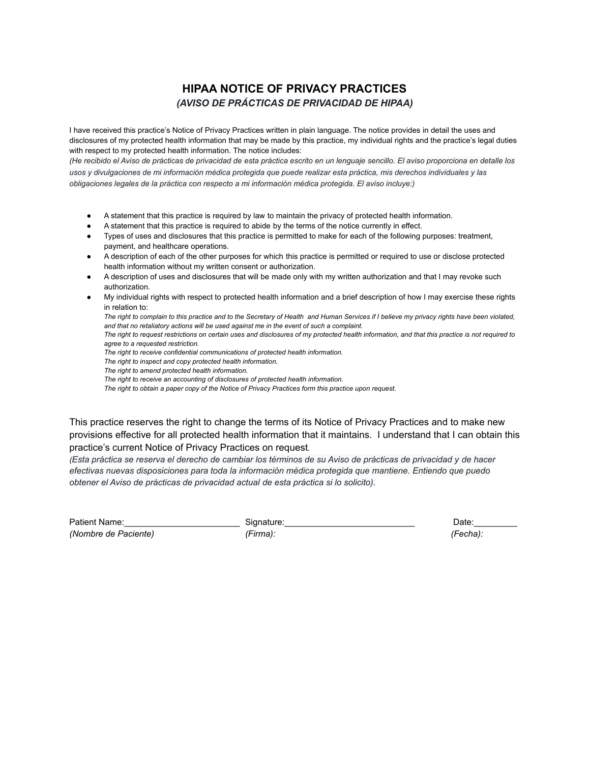# HIPAA NOTICE OF PRIVACY PRACTICES

***(AVISO DE PRÁCTICAS DE PRIVACIDAD DE HIPAA)***

I have received this practice's Notice of Privacy Practices written in plain language. The notice provides in detail the uses and disclosures of my protected health information that may be made by this practice, my individual rights and the practice's legal duties with respect to my protected health information. The notice includes:

*(He recibido el Aviso de prácticas de privacidad de esta práctica escrito en un lenguaje sencillo. El aviso proporciona en detalle los usos y divulgaciones de mi información médica protegida que puede realizar esta práctica, mis derechos individuales y las obligaciones legales de la práctica con respecto a mi información médica protegida. El aviso incluye:)*

- A statement that this practice is required by law to maintain the privacy of protected health information.
- A statement that this practice is required to abide by the terms of the notice currently in effect.
- Types of uses and disclosures that this practice is permitted to make for each of the following purposes: treatment, payment, and healthcare operations.
- A description of each of the other purposes for which this practice is permitted or required to use or disclose protected health information without my written consent or authorization.
- A description of uses and disclosures that will be made only with my written authorization and that I may revoke such authorization.
- My individual rights with respect to protected health information and a brief description of how I may exercise these rights in relation to:
  *The right to complain to this practice and to the Secretary of Health and Human Services if I believe my privacy rights have been violated, and that no retaliatory actions will be used against me in the event of such a complaint.*
  *The right to request restrictions on certain uses and disclosures of my protected health information, and that this practice is not required to agree to a requested restriction.*
  *The right to receive confidential communications of protected health information.*
  *The right to inspect and copy protected health information.*
  *The right to amend protected health information.*
  *The right to receive an accounting of disclosures of protected health information.*
  *The right to obtain a paper copy of the Notice of Privacy Practices form this practice upon request.*

This practice reserves the right to change the terms of its Notice of Privacy Practices and to make new provisions effective for all protected health information that it maintains. I understand that I can obtain this practice's current Notice of Privacy Practices on request.

*(Esta práctica se reserva el derecho de cambiar los términos de su Aviso de prácticas de privacidad y de hacer efectivas nuevas disposiciones para toda la información médica protegida que mantiene. Entiendo que puedo obtener el Aviso de prácticas de privacidad actual de esta práctica si lo solicito).*

Patient Name:________________________ Signature:___________________________ Date:_________
*(Nombre de Paciente)* *(Firma):* *(Fecha):*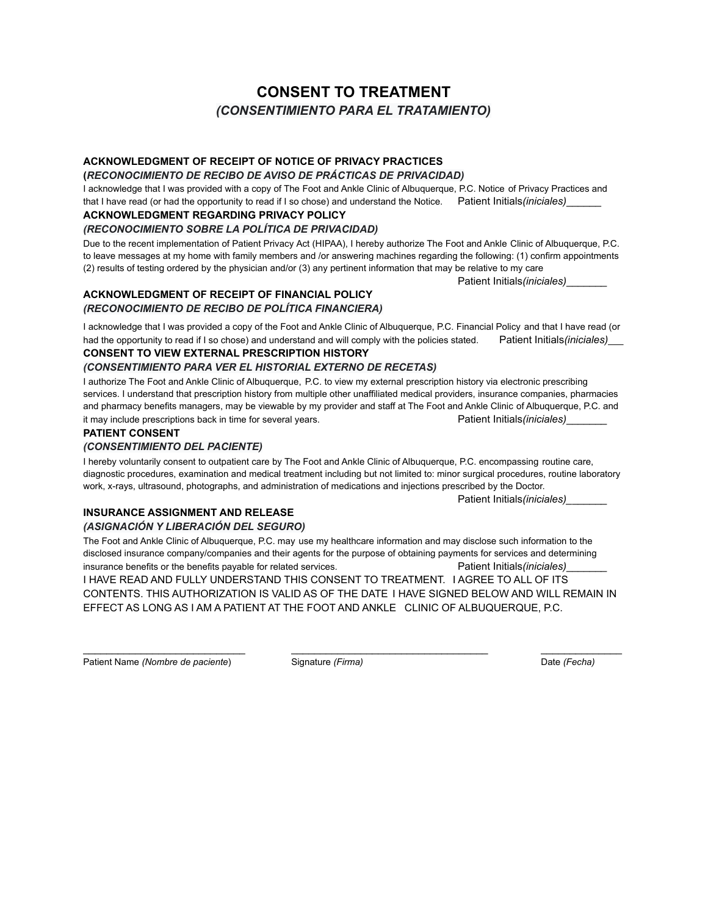# CONSENT TO TREATMENT

## *(CONSENTIMIENTO PARA EL TRATAMIENTO)*

**ACKNOWLEDGMENT OF RECEIPT OF NOTICE OF PRIVACY PRACTICES**

**(*RECONOCIMIENTO DE RECIBO DE AVISO DE PRÁCTICAS DE PRIVACIDAD)***

I acknowledge that I was provided with a copy of The Foot and Ankle Clinic of Albuquerque, P.C. Notice of Privacy Practices and that I have read (or had the opportunity to read if I so chose) and understand the Notice. Patient Initials*(iniciales)*______

**ACKNOWLEDGMENT REGARDING PRIVACY POLICY**

***(RECONOCIMIENTO SOBRE LA POLÍTICA DE PRIVACIDAD)***

Due to the recent implementation of Patient Privacy Act (HIPAA), I hereby authorize The Foot and Ankle Clinic of Albuquerque, P.C. to leave messages at my home with family members and /or answering machines regarding the following: (1) confirm appointments (2) results of testing ordered by the physician and/or (3) any pertinent information that may be relative to my care

Patient Initials*(iniciales)*_______

**ACKNOWLEDGMENT OF RECEIPT OF FINANCIAL POLICY**

***(RECONOCIMIENTO DE RECIBO DE POLÍTICA FINANCIERA)***

I acknowledge that I was provided a copy of the Foot and Ankle Clinic of Albuquerque, P.C. Financial Policy and that I have read (or had the opportunity to read if I so chose) and understand and will comply with the policies stated. Patient Initials*(iniciales)*___

**CONSENT TO VIEW EXTERNAL PRESCRIPTION HISTORY**

***(CONSENTIMIENTO PARA VER EL HISTORIAL EXTERNO DE RECETAS)***

I authorize The Foot and Ankle Clinic of Albuquerque, P.C. to view my external prescription history via electronic prescribing services. I understand that prescription history from multiple other unaffiliated medical providers, insurance companies, pharmacies and pharmacy benefits managers, may be viewable by my provider and staff at The Foot and Ankle Clinic of Albuquerque, P.C. and it may include prescriptions back in time for several years. Patient Initials*(iniciales)*_______

**PATIENT CONSENT**

***(CONSENTIMIENTO DEL PACIENTE)***

I hereby voluntarily consent to outpatient care by The Foot and Ankle Clinic of Albuquerque, P.C. encompassing routine care, diagnostic procedures, examination and medical treatment including but not limited to: minor surgical procedures, routine laboratory work, x-rays, ultrasound, photographs, and administration of medications and injections prescribed by the Doctor.

Patient Initials*(iniciales)*_______

**INSURANCE ASSIGNMENT AND RELEASE**

***(ASIGNACIÓN Y LIBERACIÓN DEL SEGURO)***

The Foot and Ankle Clinic of Albuquerque, P.C. may use my healthcare information and may disclose such information to the disclosed insurance company/companies and their agents for the purpose of obtaining payments for services and determining insurance benefits or the benefits payable for related services. Patient Initials*(iniciales)*_______

I HAVE READ AND FULLY UNDERSTAND THIS CONSENT TO TREATMENT. I AGREE TO ALL OF ITS CONTENTS. THIS AUTHORIZATION IS VALID AS OF THE DATE I HAVE SIGNED BELOW AND WILL REMAIN IN EFFECT AS LONG AS I AM A PATIENT AT THE FOOT AND ANKLE CLINIC OF ALBUQUERQUE, P.C.

_____________________________ ___________________________________ ______________

Patient Name *(Nombre de paciente)* Signature *(Firma)* Date *(Fecha)*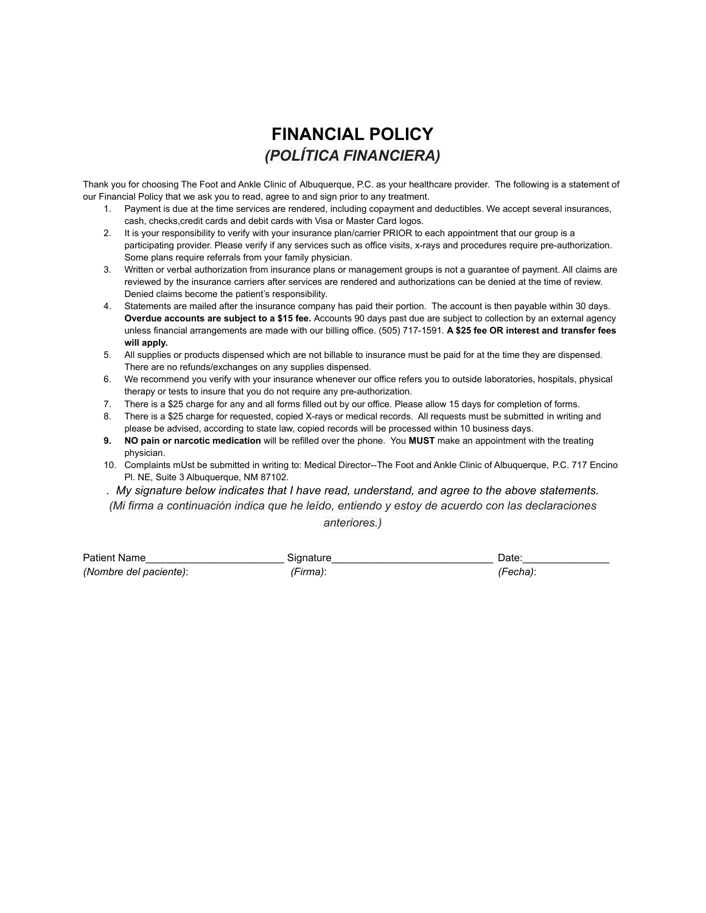# FINANCIAL POLICY
## *(POLÍTICA FINANCIERA)*

Thank you for choosing The Foot and Ankle Clinic of Albuquerque, P.C. as your healthcare provider. The following is a statement of our Financial Policy that we ask you to read, agree to and sign prior to any treatment.

1. Payment is due at the time services are rendered, including copayment and deductibles. We accept several insurances, cash, checks,credit cards and debit cards with Visa or Master Card logos.
2. It is your responsibility to verify with your insurance plan/carrier PRIOR to each appointment that our group is a participating provider. Please verify if any services such as office visits, x-rays and procedures require pre-authorization. Some plans require referrals from your family physician.
3. Written or verbal authorization from insurance plans or management groups is not a guarantee of payment. All claims are reviewed by the insurance carriers after services are rendered and authorizations can be denied at the time of review. Denied claims become the patient's responsibility.
4. Statements are mailed after the insurance company has paid their portion. The account is then payable within 30 days. **Overdue accounts are subject to a $15 fee.** Accounts 90 days past due are subject to collection by an external agency unless financial arrangements are made with our billing office. (505) 717-1591. **A $25 fee OR interest and transfer fees will apply.**
5. All supplies or products dispensed which are not billable to insurance must be paid for at the time they are dispensed. There are no refunds/exchanges on any supplies dispensed.
6. We recommend you verify with your insurance whenever our office refers you to outside laboratories, hospitals, physical therapy or tests to insure that you do not require any pre-authorization.
7. There is a $25 charge for any and all forms filled out by our office. Please allow 15 days for completion of forms.
8. There is a $25 charge for requested, copied X-rays or medical records. All requests must be submitted in writing and please be advised, according to state law, copied records will be processed within 10 business days.
9. **NO pain or narcotic medication** will be refilled over the phone. You **MUST** make an appointment with the treating physician.
10. Complaints mUst be submitted in writing to: Medical Director--The Foot and Ankle Clinic of Albuquerque, P.C. 717 Encino Pl. NE, Suite 3 Albuquerque, NM 87102.

. *My signature below indicates that I have read, understand, and agree to the above statements.*
*(Mi firma a continuación indica que he leído, entiendo y estoy de acuerdo con las declaraciones anteriores.)*

Patient Name________________________ Signature____________________________ Date:_______________
*(Nombre del paciente)*: *(Firma)*: *(Fecha)*: